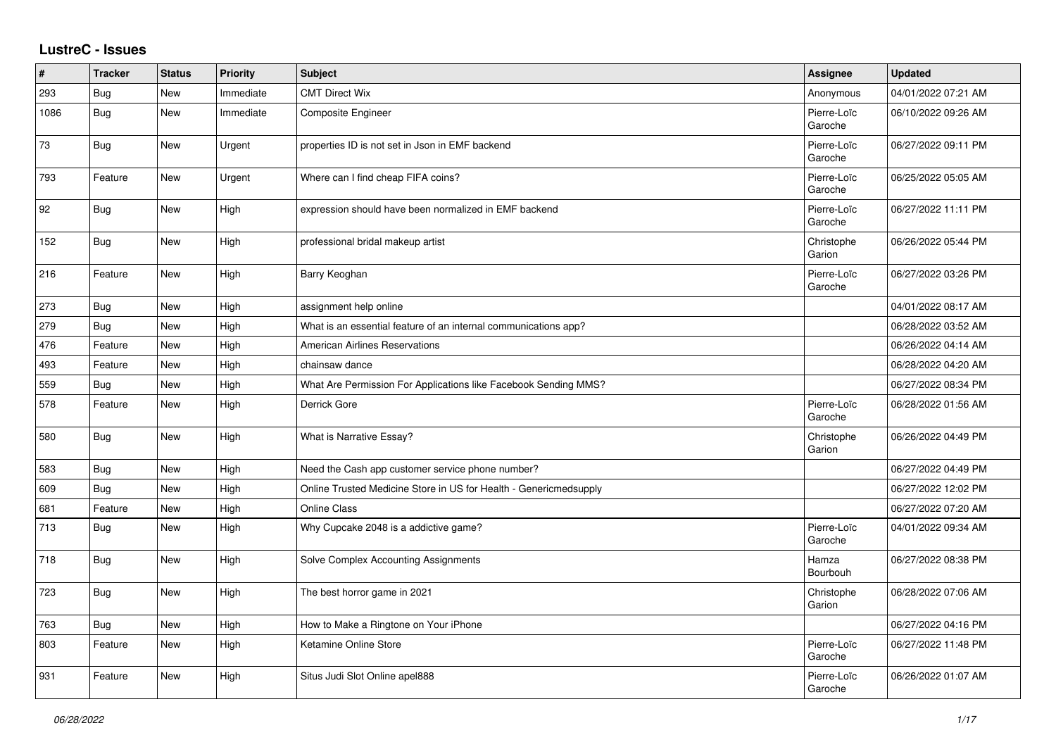## LustreC - Issues

| # | Tracker | Status | Priority | Subject | Assignee | Updated |
|---|---|---|---|---|---|---|
| 293 | Bug | New | Immediate | CMT Direct Wix | Anonymous | 04/01/2022 07:21 AM |
| 1086 | Bug | New | Immediate | Composite Engineer | Pierre-Loïc Garoche | 06/10/2022 09:26 AM |
| 73 | Bug | New | Urgent | properties ID is not set in Json in EMF backend | Pierre-Loïc Garoche | 06/27/2022 09:11 PM |
| 793 | Feature | New | Urgent | Where can I find cheap FIFA coins? | Pierre-Loïc Garoche | 06/25/2022 05:05 AM |
| 92 | Bug | New | High | expression should have been normalized in EMF backend | Pierre-Loïc Garoche | 06/27/2022 11:11 PM |
| 152 | Bug | New | High | professional bridal makeup artist | Christophe Garion | 06/26/2022 05:44 PM |
| 216 | Feature | New | High | Barry Keoghan | Pierre-Loïc Garoche | 06/27/2022 03:26 PM |
| 273 | Bug | New | High | assignment help online | | 04/01/2022 08:17 AM |
| 279 | Bug | New | High | What is an essential feature of an internal communications app? | | 06/28/2022 03:52 AM |
| 476 | Feature | New | High | American Airlines Reservations | | 06/26/2022 04:14 AM |
| 493 | Feature | New | High | chainsaw dance | | 06/28/2022 04:20 AM |
| 559 | Bug | New | High | What Are Permission For Applications like Facebook Sending MMS? | | 06/27/2022 08:34 PM |
| 578 | Feature | New | High | Derrick Gore | Pierre-Loïc Garoche | 06/28/2022 01:56 AM |
| 580 | Bug | New | High | What is Narrative Essay? | Christophe Garion | 06/26/2022 04:49 PM |
| 583 | Bug | New | High | Need the Cash app customer service phone number? | | 06/27/2022 04:49 PM |
| 609 | Bug | New | High | Online Trusted Medicine Store in US for Health - Genericmedsupply | | 06/27/2022 12:02 PM |
| 681 | Feature | New | High | Online Class | | 06/27/2022 07:20 AM |
| 713 | Bug | New | High | Why Cupcake 2048 is a addictive game? | Pierre-Loïc Garoche | 04/01/2022 09:34 AM |
| 718 | Bug | New | High | Solve Complex Accounting Assignments | Hamza Bourbouh | 06/27/2022 08:38 PM |
| 723 | Bug | New | High | The best horror game in 2021 | Christophe Garion | 06/28/2022 07:06 AM |
| 763 | Bug | New | High | How to Make a Ringtone on Your iPhone | | 06/27/2022 04:16 PM |
| 803 | Feature | New | High | Ketamine Online Store | Pierre-Loïc Garoche | 06/27/2022 11:48 PM |
| 931 | Feature | New | High | Situs Judi Slot Online apel888 | Pierre-Loïc Garoche | 06/26/2022 01:07 AM |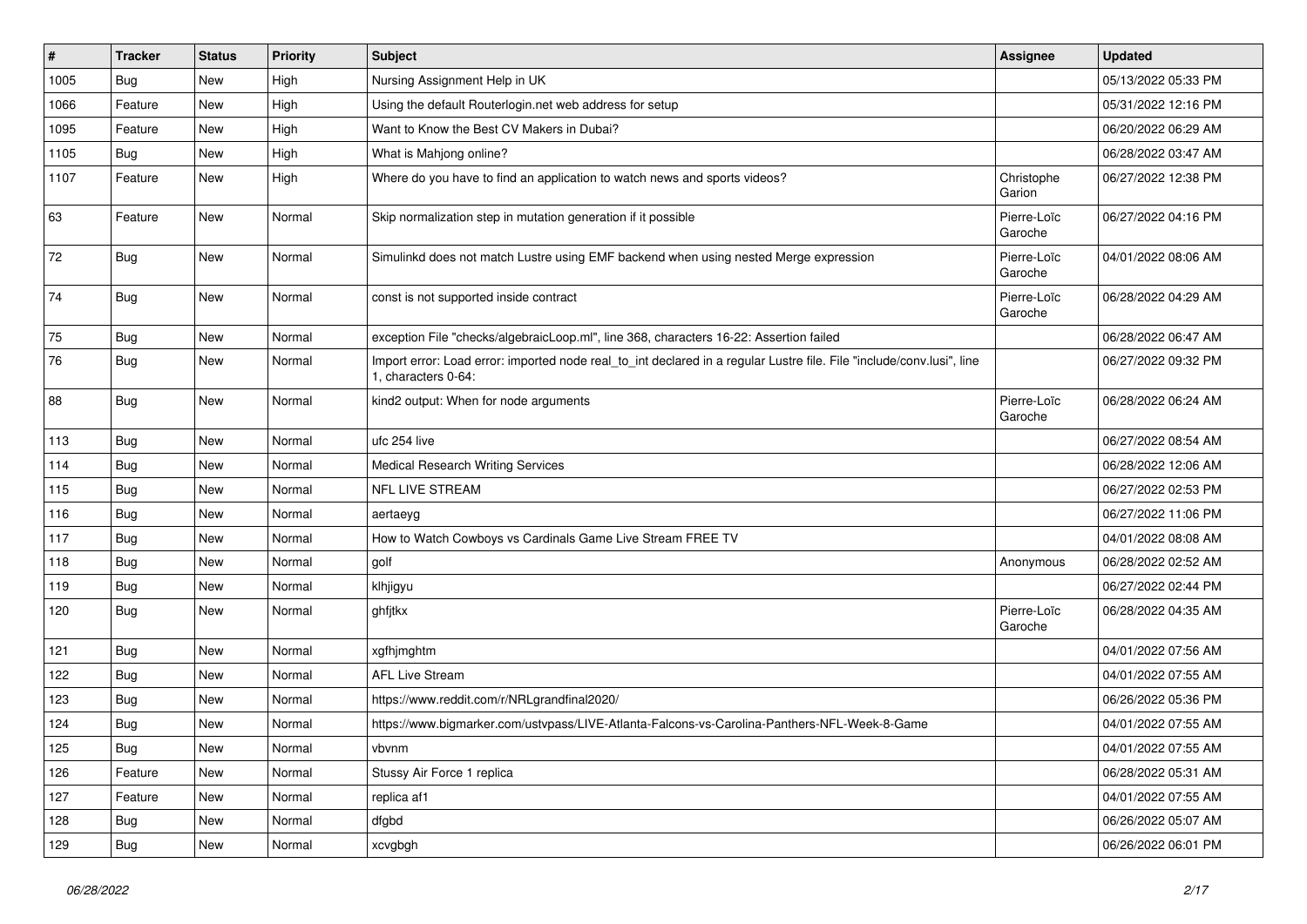| # | Tracker | Status | Priority | Subject | Assignee | Updated |
| --- | --- | --- | --- | --- | --- | --- |
| 1005 | Bug | New | High | Nursing Assignment Help in UK | | 05/13/2022 05:33 PM |
| 1066 | Feature | New | High | Using the default Routerlogin.net web address for setup | | 05/31/2022 12:16 PM |
| 1095 | Feature | New | High | Want to Know the Best CV Makers in Dubai? | | 06/20/2022 06:29 AM |
| 1105 | Bug | New | High | What is Mahjong online? | | 06/28/2022 03:47 AM |
| 1107 | Feature | New | High | Where do you have to find an application to watch news and sports videos? | Christophe Garion | 06/27/2022 12:38 PM |
| 63 | Feature | New | Normal | Skip normalization step in mutation generation if it possible | Pierre-Loïc Garoche | 06/27/2022 04:16 PM |
| 72 | Bug | New | Normal | Simulinkd does not match Lustre using EMF backend when using nested Merge expression | Pierre-Loïc Garoche | 04/01/2022 08:06 AM |
| 74 | Bug | New | Normal | const is not supported inside contract | Pierre-Loïc Garoche | 06/28/2022 04:29 AM |
| 75 | Bug | New | Normal | exception File "checks/algebraicLoop.ml", line 368, characters 16-22: Assertion failed | | 06/28/2022 06:47 AM |
| 76 | Bug | New | Normal | Import error: Load error: imported node real_to_int declared in a regular Lustre file. File "include/conv.lusi", line 1, characters 0-64: | | 06/27/2022 09:32 PM |
| 88 | Bug | New | Normal | kind2 output: When for node arguments | Pierre-Loïc Garoche | 06/28/2022 06:24 AM |
| 113 | Bug | New | Normal | ufc 254 live | | 06/27/2022 08:54 AM |
| 114 | Bug | New | Normal | Medical Research Writing Services | | 06/28/2022 12:06 AM |
| 115 | Bug | New | Normal | NFL LIVE STREAM | | 06/27/2022 02:53 PM |
| 116 | Bug | New | Normal | aertaeyg | | 06/27/2022 11:06 PM |
| 117 | Bug | New | Normal | How to Watch Cowboys vs Cardinals Game Live Stream FREE TV | | 04/01/2022 08:08 AM |
| 118 | Bug | New | Normal | golf | Anonymous | 06/28/2022 02:52 AM |
| 119 | Bug | New | Normal | klhjigyu | | 06/27/2022 02:44 PM |
| 120 | Bug | New | Normal | ghfjtkx | Pierre-Loïc Garoche | 06/28/2022 04:35 AM |
| 121 | Bug | New | Normal | xgfhjmghtm | | 04/01/2022 07:56 AM |
| 122 | Bug | New | Normal | AFL Live Stream | | 04/01/2022 07:55 AM |
| 123 | Bug | New | Normal | https://www.reddit.com/r/NRLgrandfinal2020/ | | 06/26/2022 05:36 PM |
| 124 | Bug | New | Normal | https://www.bigmarker.com/ustvpass/LIVE-Atlanta-Falcons-vs-Carolina-Panthers-NFL-Week-8-Game | | 04/01/2022 07:55 AM |
| 125 | Bug | New | Normal | vbvnm | | 04/01/2022 07:55 AM |
| 126 | Feature | New | Normal | Stussy Air Force 1 replica | | 06/28/2022 05:31 AM |
| 127 | Feature | New | Normal | replica af1 | | 04/01/2022 07:55 AM |
| 128 | Bug | New | Normal | dfgbd | | 06/26/2022 05:07 AM |
| 129 | Bug | New | Normal | xcvgbgh | | 06/26/2022 06:01 PM |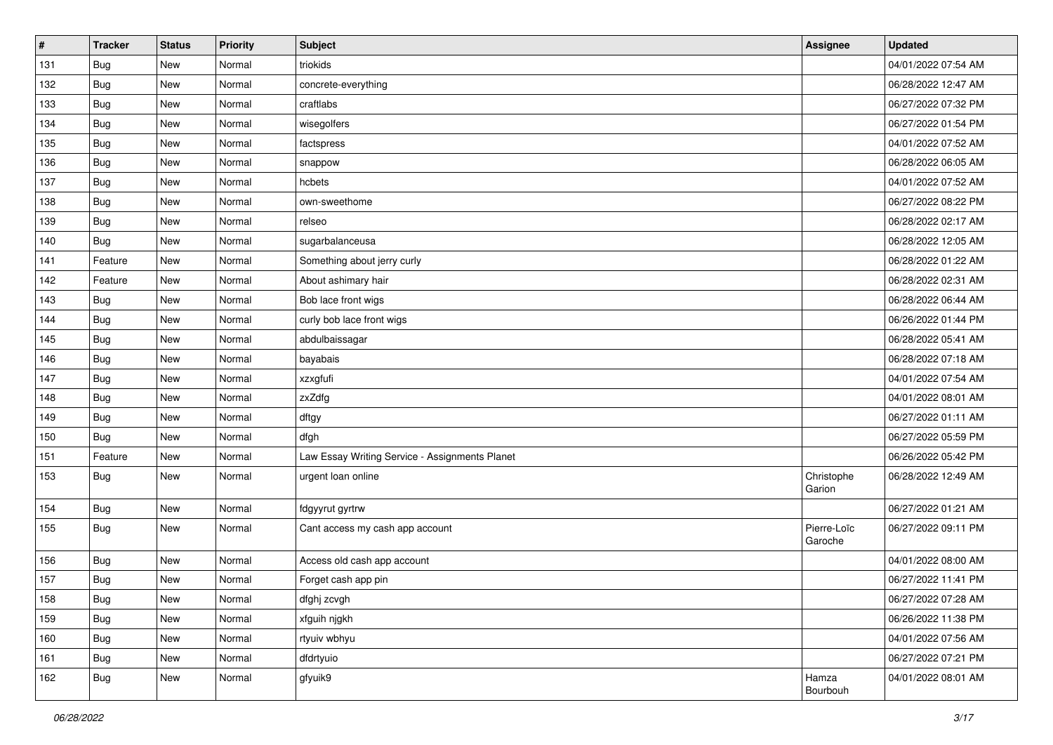| # | Tracker | Status | Priority | Subject | Assignee | Updated |
|---|---|---|---|---|---|---|
| 131 | Bug | New | Normal | triokids | | 04/01/2022 07:54 AM |
| 132 | Bug | New | Normal | concrete-everything | | 06/28/2022 12:47 AM |
| 133 | Bug | New | Normal | craftlabs | | 06/27/2022 07:32 PM |
| 134 | Bug | New | Normal | wisegolfers | | 06/27/2022 01:54 PM |
| 135 | Bug | New | Normal | factspress | | 04/01/2022 07:52 AM |
| 136 | Bug | New | Normal | snappow | | 06/28/2022 06:05 AM |
| 137 | Bug | New | Normal | hcbets | | 04/01/2022 07:52 AM |
| 138 | Bug | New | Normal | own-sweethome | | 06/27/2022 08:22 PM |
| 139 | Bug | New | Normal | relseo | | 06/28/2022 02:17 AM |
| 140 | Bug | New | Normal | sugarbalanceusa | | 06/28/2022 12:05 AM |
| 141 | Feature | New | Normal | Something about jerry curly | | 06/28/2022 01:22 AM |
| 142 | Feature | New | Normal | About ashimary hair | | 06/28/2022 02:31 AM |
| 143 | Bug | New | Normal | Bob lace front wigs | | 06/28/2022 06:44 AM |
| 144 | Bug | New | Normal | curly bob lace front wigs | | 06/26/2022 01:44 PM |
| 145 | Bug | New | Normal | abdulbaissagar | | 06/28/2022 05:41 AM |
| 146 | Bug | New | Normal | bayabais | | 06/28/2022 07:18 AM |
| 147 | Bug | New | Normal | xzxgfufi | | 04/01/2022 07:54 AM |
| 148 | Bug | New | Normal | zxZdfg | | 04/01/2022 08:01 AM |
| 149 | Bug | New | Normal | dftgy | | 06/27/2022 01:11 AM |
| 150 | Bug | New | Normal | dfgh | | 06/27/2022 05:59 PM |
| 151 | Feature | New | Normal | Law Essay Writing Service - Assignments Planet | | 06/26/2022 05:42 PM |
| 153 | Bug | New | Normal | urgent loan online | Christophe Garion | 06/28/2022 12:49 AM |
| 154 | Bug | New | Normal | fdgyyrut gyrtrw | | 06/27/2022 01:21 AM |
| 155 | Bug | New | Normal | Cant access my cash app account | Pierre-Loïc Garoche | 06/27/2022 09:11 PM |
| 156 | Bug | New | Normal | Access old cash app account | | 04/01/2022 08:00 AM |
| 157 | Bug | New | Normal | Forget cash app pin | | 06/27/2022 11:41 PM |
| 158 | Bug | New | Normal | dfghj zcvgh | | 06/27/2022 07:28 AM |
| 159 | Bug | New | Normal | xfguih njgkh | | 06/26/2022 11:38 PM |
| 160 | Bug | New | Normal | rtyuiv wbhyu | | 04/01/2022 07:56 AM |
| 161 | Bug | New | Normal | dfdrtyuio | | 06/27/2022 07:21 PM |
| 162 | Bug | New | Normal | gfyuik9 | Hamza Bourbouh | 04/01/2022 08:01 AM |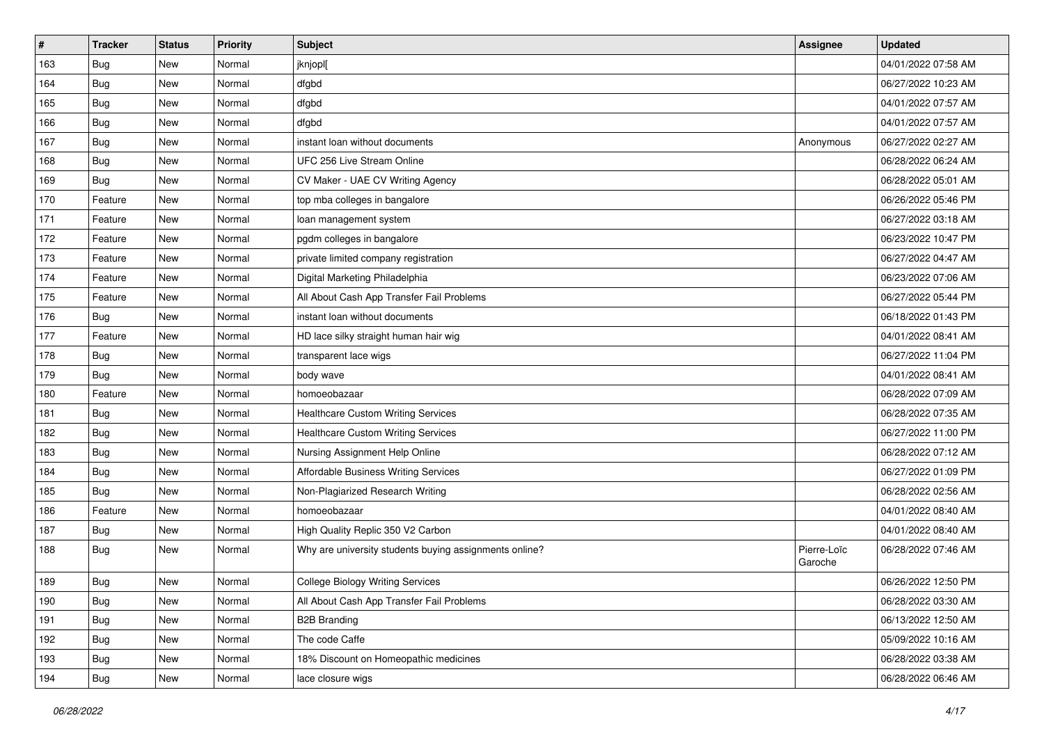| # | Tracker | Status | Priority | Subject | Assignee | Updated |
| --- | --- | --- | --- | --- | --- | --- |
| 163 | Bug | New | Normal | jknjopl[ | | 04/01/2022 07:58 AM |
| 164 | Bug | New | Normal | dfgbd | | 06/27/2022 10:23 AM |
| 165 | Bug | New | Normal | dfgbd | | 04/01/2022 07:57 AM |
| 166 | Bug | New | Normal | dfgbd | | 04/01/2022 07:57 AM |
| 167 | Bug | New | Normal | instant loan without documents | Anonymous | 06/27/2022 02:27 AM |
| 168 | Bug | New | Normal | UFC 256 Live Stream Online | | 06/28/2022 06:24 AM |
| 169 | Bug | New | Normal | CV Maker - UAE CV Writing Agency | | 06/28/2022 05:01 AM |
| 170 | Feature | New | Normal | top mba colleges in bangalore | | 06/26/2022 05:46 PM |
| 171 | Feature | New | Normal | loan management system | | 06/27/2022 03:18 AM |
| 172 | Feature | New | Normal | pgdm colleges in bangalore | | 06/23/2022 10:47 PM |
| 173 | Feature | New | Normal | private limited company registration | | 06/27/2022 04:47 AM |
| 174 | Feature | New | Normal | Digital Marketing Philadelphia | | 06/23/2022 07:06 AM |
| 175 | Feature | New | Normal | All About Cash App Transfer Fail Problems | | 06/27/2022 05:44 PM |
| 176 | Bug | New | Normal | instant loan without documents | | 06/18/2022 01:43 PM |
| 177 | Feature | New | Normal | HD lace silky straight human hair wig | | 04/01/2022 08:41 AM |
| 178 | Bug | New | Normal | transparent lace wigs | | 06/27/2022 11:04 PM |
| 179 | Bug | New | Normal | body wave | | 04/01/2022 08:41 AM |
| 180 | Feature | New | Normal | homoeobazaar | | 06/28/2022 07:09 AM |
| 181 | Bug | New | Normal | Healthcare Custom Writing Services | | 06/28/2022 07:35 AM |
| 182 | Bug | New | Normal | Healthcare Custom Writing Services | | 06/27/2022 11:00 PM |
| 183 | Bug | New | Normal | Nursing Assignment Help Online | | 06/28/2022 07:12 AM |
| 184 | Bug | New | Normal | Affordable Business Writing Services | | 06/27/2022 01:09 PM |
| 185 | Bug | New | Normal | Non-Plagiarized Research Writing | | 06/28/2022 02:56 AM |
| 186 | Feature | New | Normal | homoeobazaar | | 04/01/2022 08:40 AM |
| 187 | Bug | New | Normal | High Quality Replic 350 V2 Carbon | | 04/01/2022 08:40 AM |
| 188 | Bug | New | Normal | Why are university students buying assignments online? | Pierre-Loïc Garoche | 06/28/2022 07:46 AM |
| 189 | Bug | New | Normal | College Biology Writing Services | | 06/26/2022 12:50 PM |
| 190 | Bug | New | Normal | All About Cash App Transfer Fail Problems | | 06/28/2022 03:30 AM |
| 191 | Bug | New | Normal | B2B Branding | | 06/13/2022 12:50 AM |
| 192 | Bug | New | Normal | The code Caffe | | 05/09/2022 10:16 AM |
| 193 | Bug | New | Normal | 18% Discount on Homeopathic medicines | | 06/28/2022 03:38 AM |
| 194 | Bug | New | Normal | lace closure wigs | | 06/28/2022 06:46 AM |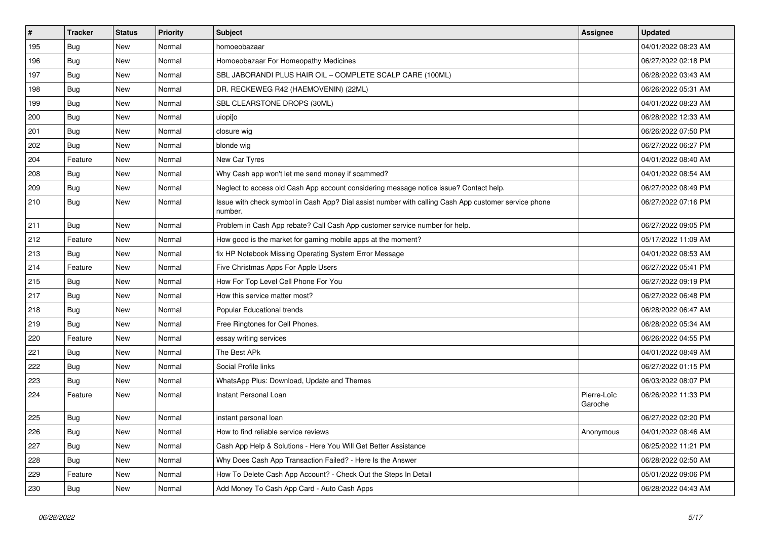| # | Tracker | Status | Priority | Subject | Assignee | Updated |
|---|---|---|---|---|---|---|
| 195 | Bug | New | Normal | homoeobazaar | | 04/01/2022 08:23 AM |
| 196 | Bug | New | Normal | Homoeobazaar For Homeopathy Medicines | | 06/27/2022 02:18 PM |
| 197 | Bug | New | Normal | SBL JABORANDI PLUS HAIR OIL – COMPLETE SCALP CARE (100ML) | | 06/28/2022 03:43 AM |
| 198 | Bug | New | Normal | DR. RECKEWEG R42 (HAEMOVENIN) (22ML) | | 06/26/2022 05:31 AM |
| 199 | Bug | New | Normal | SBL CLEARSTONE DROPS (30ML) | | 04/01/2022 08:23 AM |
| 200 | Bug | New | Normal | uiopi[o | | 06/28/2022 12:33 AM |
| 201 | Bug | New | Normal | closure wig | | 06/26/2022 07:50 PM |
| 202 | Bug | New | Normal | blonde wig | | 06/27/2022 06:27 PM |
| 204 | Feature | New | Normal | New Car Tyres | | 04/01/2022 08:40 AM |
| 208 | Bug | New | Normal | Why Cash app won't let me send money if scammed? | | 04/01/2022 08:54 AM |
| 209 | Bug | New | Normal | Neglect to access old Cash App account considering message notice issue? Contact help. | | 06/27/2022 08:49 PM |
| 210 | Bug | New | Normal | Issue with check symbol in Cash App? Dial assist number with calling Cash App customer service phone number. | | 06/27/2022 07:16 PM |
| 211 | Bug | New | Normal | Problem in Cash App rebate? Call Cash App customer service number for help. | | 06/27/2022 09:05 PM |
| 212 | Feature | New | Normal | How good is the market for gaming mobile apps at the moment? | | 05/17/2022 11:09 AM |
| 213 | Bug | New | Normal | fix HP Notebook Missing Operating System Error Message | | 04/01/2022 08:53 AM |
| 214 | Feature | New | Normal | Five Christmas Apps For Apple Users | | 06/27/2022 05:41 PM |
| 215 | Bug | New | Normal | How For Top Level Cell Phone For You | | 06/27/2022 09:19 PM |
| 217 | Bug | New | Normal | How this service matter most? | | 06/27/2022 06:48 PM |
| 218 | Bug | New | Normal | Popular Educational trends | | 06/28/2022 06:47 AM |
| 219 | Bug | New | Normal | Free Ringtones for Cell Phones. | | 06/28/2022 05:34 AM |
| 220 | Feature | New | Normal | essay writing services | | 06/26/2022 04:55 PM |
| 221 | Bug | New | Normal | The Best APk | | 04/01/2022 08:49 AM |
| 222 | Bug | New | Normal | Social Profile links | | 06/27/2022 01:15 PM |
| 223 | Bug | New | Normal | WhatsApp Plus: Download, Update and Themes | | 06/03/2022 08:07 PM |
| 224 | Feature | New | Normal | Instant Personal Loan | Pierre-Loïc Garoche | 06/26/2022 11:33 PM |
| 225 | Bug | New | Normal | instant personal loan | | 06/27/2022 02:20 PM |
| 226 | Bug | New | Normal | How to find reliable service reviews | Anonymous | 04/01/2022 08:46 AM |
| 227 | Bug | New | Normal | Cash App Help & Solutions - Here You Will Get Better Assistance | | 06/25/2022 11:21 PM |
| 228 | Bug | New | Normal | Why Does Cash App Transaction Failed? - Here Is the Answer | | 06/28/2022 02:50 AM |
| 229 | Feature | New | Normal | How To Delete Cash App Account? - Check Out the Steps In Detail | | 05/01/2022 09:06 PM |
| 230 | Bug | New | Normal | Add Money To Cash App Card - Auto Cash Apps | | 06/28/2022 04:43 AM |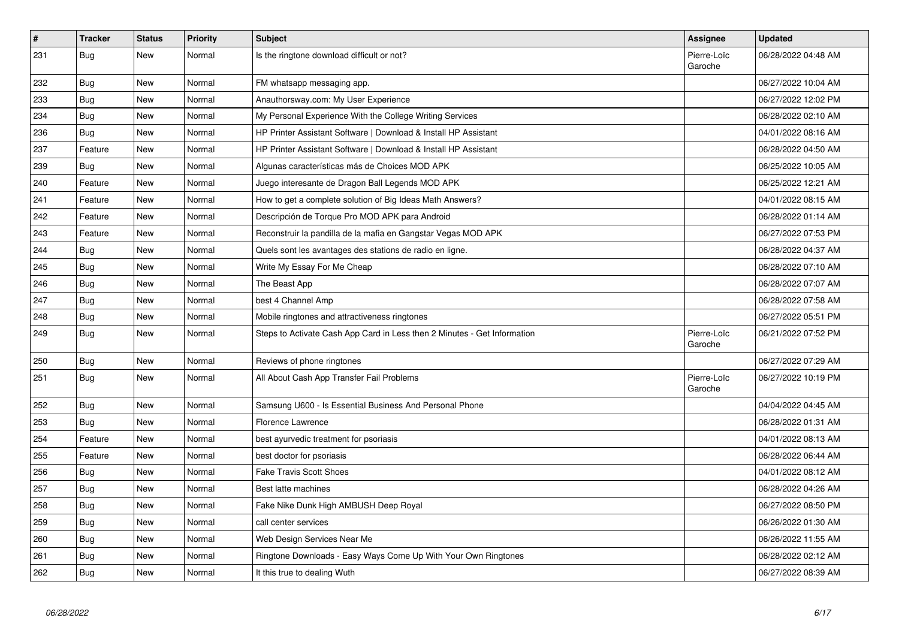| # | Tracker | Status | Priority | Subject | Assignee | Updated |
|---|---|---|---|---|---|---|
| 231 | Bug | New | Normal | Is the ringtone download difficult or not? | Pierre-Loïc Garoche | 06/28/2022 04:48 AM |
| 232 | Bug | New | Normal | FM whatsapp messaging app. | | 06/27/2022 10:04 AM |
| 233 | Bug | New | Normal | Anauthorsway.com: My User Experience | | 06/27/2022 12:02 PM |
| 234 | Bug | New | Normal | My Personal Experience With the College Writing Services | | 06/28/2022 02:10 AM |
| 236 | Bug | New | Normal | HP Printer Assistant Software \| Download & Install HP Assistant | | 04/01/2022 08:16 AM |
| 237 | Feature | New | Normal | HP Printer Assistant Software \| Download & Install HP Assistant | | 06/28/2022 04:50 AM |
| 239 | Bug | New | Normal | Algunas características más de Choices MOD APK | | 06/25/2022 10:05 AM |
| 240 | Feature | New | Normal | Juego interesante de Dragon Ball Legends MOD APK | | 06/25/2022 12:21 AM |
| 241 | Feature | New | Normal | How to get a complete solution of Big Ideas Math Answers? | | 04/01/2022 08:15 AM |
| 242 | Feature | New | Normal | Descripción de Torque Pro MOD APK para Android | | 06/28/2022 01:14 AM |
| 243 | Feature | New | Normal | Reconstruir la pandilla de la mafia en Gangstar Vegas MOD APK | | 06/27/2022 07:53 PM |
| 244 | Bug | New | Normal | Quels sont les avantages des stations de radio en ligne. | | 06/28/2022 04:37 AM |
| 245 | Bug | New | Normal | Write My Essay For Me Cheap | | 06/28/2022 07:10 AM |
| 246 | Bug | New | Normal | The Beast App | | 06/28/2022 07:07 AM |
| 247 | Bug | New | Normal | best 4 Channel Amp | | 06/28/2022 07:58 AM |
| 248 | Bug | New | Normal | Mobile ringtones and attractiveness ringtones | | 06/27/2022 05:51 PM |
| 249 | Bug | New | Normal | Steps to Activate Cash App Card in Less then 2 Minutes - Get Information | Pierre-Loïc Garoche | 06/21/2022 07:52 PM |
| 250 | Bug | New | Normal | Reviews of phone ringtones | | 06/27/2022 07:29 AM |
| 251 | Bug | New | Normal | All About Cash App Transfer Fail Problems | Pierre-Loïc Garoche | 06/27/2022 10:19 PM |
| 252 | Bug | New | Normal | Samsung U600 - Is Essential Business And Personal Phone | | 04/04/2022 04:45 AM |
| 253 | Bug | New | Normal | Florence Lawrence | | 06/28/2022 01:31 AM |
| 254 | Feature | New | Normal | best ayurvedic treatment for psoriasis | | 04/01/2022 08:13 AM |
| 255 | Feature | New | Normal | best doctor for psoriasis | | 06/28/2022 06:44 AM |
| 256 | Bug | New | Normal | Fake Travis Scott Shoes | | 04/01/2022 08:12 AM |
| 257 | Bug | New | Normal | Best latte machines | | 06/28/2022 04:26 AM |
| 258 | Bug | New | Normal | Fake Nike Dunk High AMBUSH Deep Royal | | 06/27/2022 08:50 PM |
| 259 | Bug | New | Normal | call center services | | 06/26/2022 01:30 AM |
| 260 | Bug | New | Normal | Web Design Services Near Me | | 06/26/2022 11:55 AM |
| 261 | Bug | New | Normal | Ringtone Downloads - Easy Ways Come Up With Your Own Ringtones | | 06/28/2022 02:12 AM |
| 262 | Bug | New | Normal | It this true to dealing Wuth | | 06/27/2022 08:39 AM |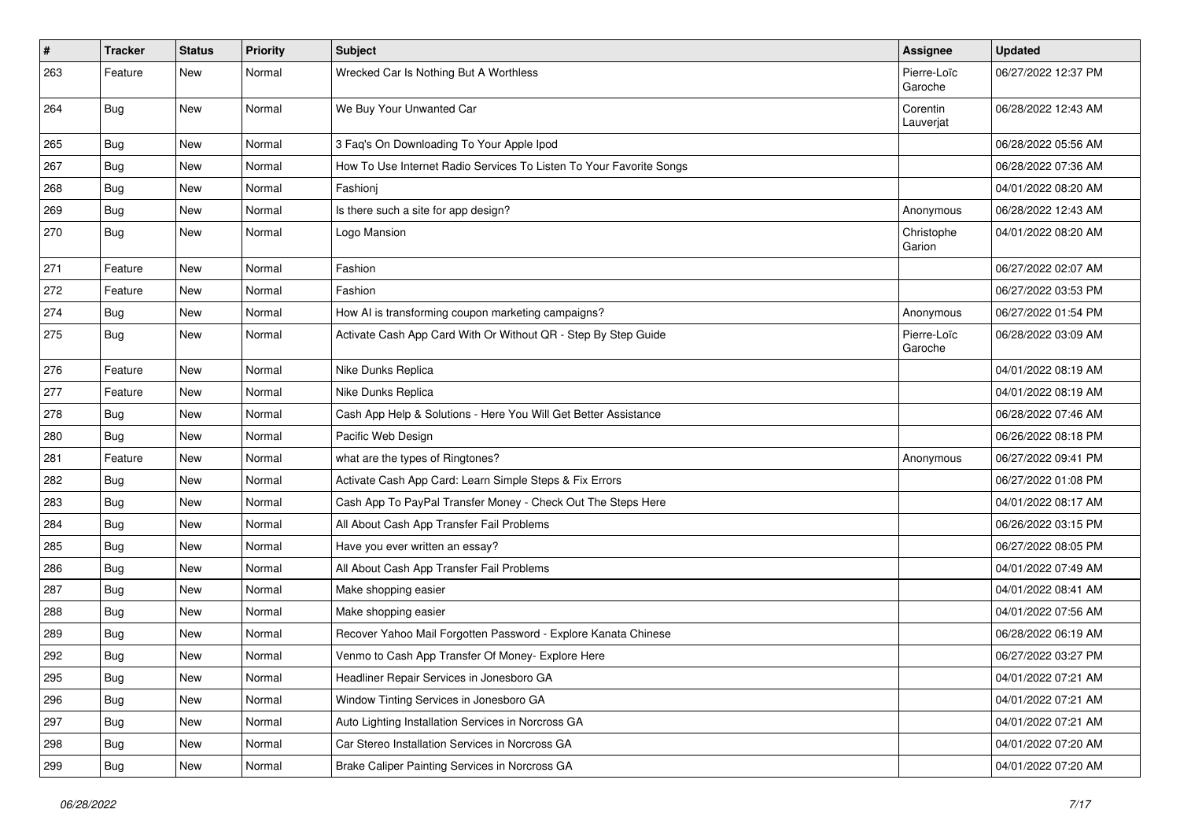| # | Tracker | Status | Priority | Subject | Assignee | Updated |
| --- | --- | --- | --- | --- | --- | --- |
| 263 | Feature | New | Normal | Wrecked Car Is Nothing But A Worthless | Pierre-Loïc Garoche | 06/27/2022 12:37 PM |
| 264 | Bug | New | Normal | We Buy Your Unwanted Car | Corentin Lauverjat | 06/28/2022 12:43 AM |
| 265 | Bug | New | Normal | 3 Faq's On Downloading To Your Apple Ipod | | 06/28/2022 05:56 AM |
| 267 | Bug | New | Normal | How To Use Internet Radio Services To Listen To Your Favorite Songs | | 06/28/2022 07:36 AM |
| 268 | Bug | New | Normal | Fashionj | | 04/01/2022 08:20 AM |
| 269 | Bug | New | Normal | Is there such a site for app design? | Anonymous | 06/28/2022 12:43 AM |
| 270 | Bug | New | Normal | Logo Mansion | Christophe Garion | 04/01/2022 08:20 AM |
| 271 | Feature | New | Normal | Fashion | | 06/27/2022 02:07 AM |
| 272 | Feature | New | Normal | Fashion | | 06/27/2022 03:53 PM |
| 274 | Bug | New | Normal | How AI is transforming coupon marketing campaigns? | Anonymous | 06/27/2022 01:54 PM |
| 275 | Bug | New | Normal | Activate Cash App Card With Or Without QR - Step By Step Guide | Pierre-Loïc Garoche | 06/28/2022 03:09 AM |
| 276 | Feature | New | Normal | Nike Dunks Replica | | 04/01/2022 08:19 AM |
| 277 | Feature | New | Normal | Nike Dunks Replica | | 04/01/2022 08:19 AM |
| 278 | Bug | New | Normal | Cash App Help & Solutions - Here You Will Get Better Assistance | | 06/28/2022 07:46 AM |
| 280 | Bug | New | Normal | Pacific Web Design | | 06/26/2022 08:18 PM |
| 281 | Feature | New | Normal | what are the types of Ringtones? | Anonymous | 06/27/2022 09:41 PM |
| 282 | Bug | New | Normal | Activate Cash App Card: Learn Simple Steps & Fix Errors | | 06/27/2022 01:08 PM |
| 283 | Bug | New | Normal | Cash App To PayPal Transfer Money - Check Out The Steps Here | | 04/01/2022 08:17 AM |
| 284 | Bug | New | Normal | All About Cash App Transfer Fail Problems | | 06/26/2022 03:15 PM |
| 285 | Bug | New | Normal | Have you ever written an essay? | | 06/27/2022 08:05 PM |
| 286 | Bug | New | Normal | All About Cash App Transfer Fail Problems | | 04/01/2022 07:49 AM |
| 287 | Bug | New | Normal | Make shopping easier | | 04/01/2022 08:41 AM |
| 288 | Bug | New | Normal | Make shopping easier | | 04/01/2022 07:56 AM |
| 289 | Bug | New | Normal | Recover Yahoo Mail Forgotten Password - Explore Kanata Chinese | | 06/28/2022 06:19 AM |
| 292 | Bug | New | Normal | Venmo to Cash App Transfer Of Money- Explore Here | | 06/27/2022 03:27 PM |
| 295 | Bug | New | Normal | Headliner Repair Services in Jonesboro GA | | 04/01/2022 07:21 AM |
| 296 | Bug | New | Normal | Window Tinting Services in Jonesboro GA | | 04/01/2022 07:21 AM |
| 297 | Bug | New | Normal | Auto Lighting Installation Services in Norcross GA | | 04/01/2022 07:21 AM |
| 298 | Bug | New | Normal | Car Stereo Installation Services in Norcross GA | | 04/01/2022 07:20 AM |
| 299 | Bug | New | Normal | Brake Caliper Painting Services in Norcross GA | | 04/01/2022 07:20 AM |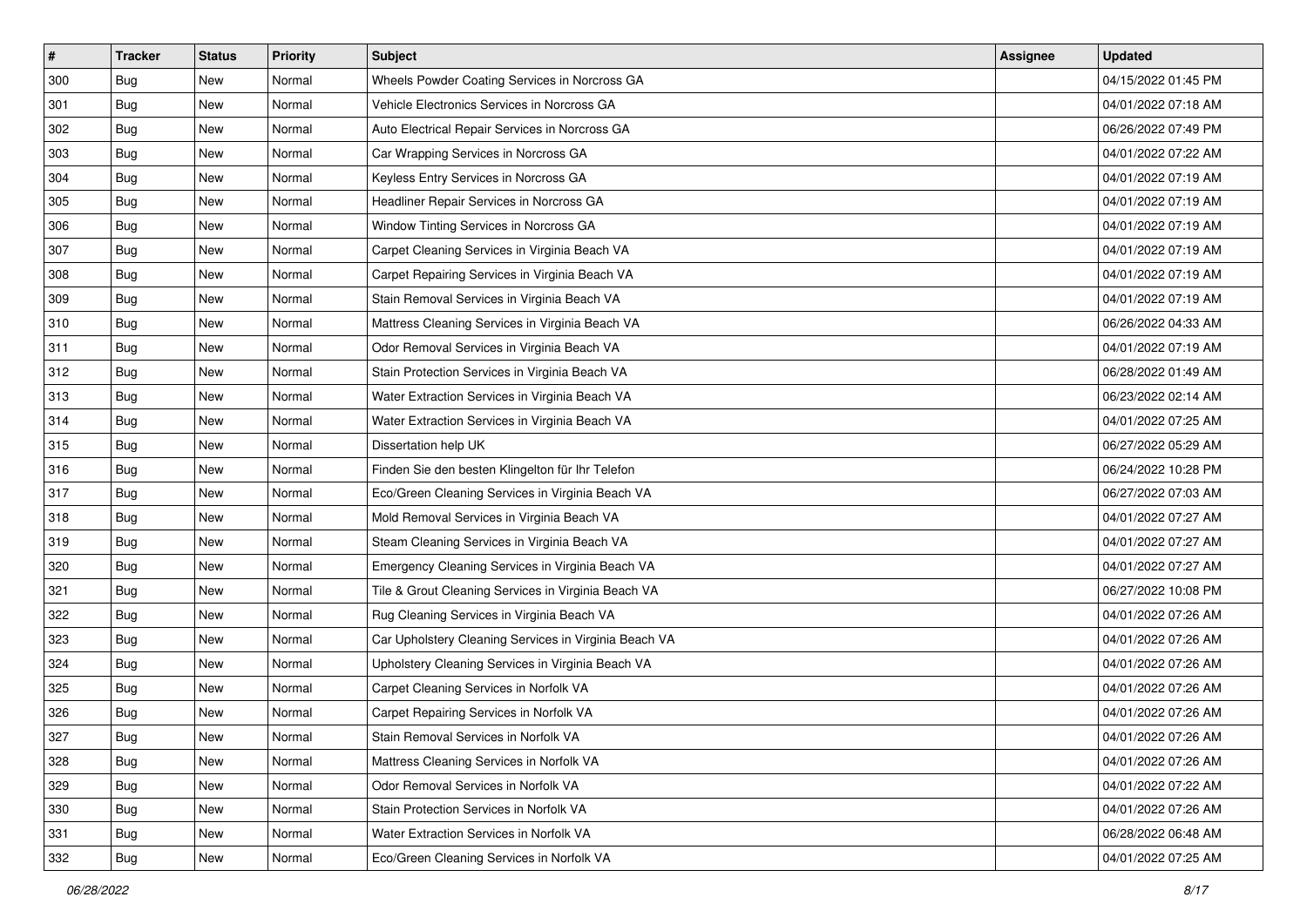| # | Tracker | Status | Priority | Subject | Assignee | Updated |
| --- | --- | --- | --- | --- | --- | --- |
| 300 | Bug | New | Normal | Wheels Powder Coating Services in Norcross GA | | 04/15/2022 01:45 PM |
| 301 | Bug | New | Normal | Vehicle Electronics Services in Norcross GA | | 04/01/2022 07:18 AM |
| 302 | Bug | New | Normal | Auto Electrical Repair Services in Norcross GA | | 06/26/2022 07:49 PM |
| 303 | Bug | New | Normal | Car Wrapping Services in Norcross GA | | 04/01/2022 07:22 AM |
| 304 | Bug | New | Normal | Keyless Entry Services in Norcross GA | | 04/01/2022 07:19 AM |
| 305 | Bug | New | Normal | Headliner Repair Services in Norcross GA | | 04/01/2022 07:19 AM |
| 306 | Bug | New | Normal | Window Tinting Services in Norcross GA | | 04/01/2022 07:19 AM |
| 307 | Bug | New | Normal | Carpet Cleaning Services in Virginia Beach VA | | 04/01/2022 07:19 AM |
| 308 | Bug | New | Normal | Carpet Repairing Services in Virginia Beach VA | | 04/01/2022 07:19 AM |
| 309 | Bug | New | Normal | Stain Removal Services in Virginia Beach VA | | 04/01/2022 07:19 AM |
| 310 | Bug | New | Normal | Mattress Cleaning Services in Virginia Beach VA | | 06/26/2022 04:33 AM |
| 311 | Bug | New | Normal | Odor Removal Services in Virginia Beach VA | | 04/01/2022 07:19 AM |
| 312 | Bug | New | Normal | Stain Protection Services in Virginia Beach VA | | 06/28/2022 01:49 AM |
| 313 | Bug | New | Normal | Water Extraction Services in Virginia Beach VA | | 06/23/2022 02:14 AM |
| 314 | Bug | New | Normal | Water Extraction Services in Virginia Beach VA | | 04/01/2022 07:25 AM |
| 315 | Bug | New | Normal | Dissertation help UK | | 06/27/2022 05:29 AM |
| 316 | Bug | New | Normal | Finden Sie den besten Klingelton für Ihr Telefon | | 06/24/2022 10:28 PM |
| 317 | Bug | New | Normal | Eco/Green Cleaning Services in Virginia Beach VA | | 06/27/2022 07:03 AM |
| 318 | Bug | New | Normal | Mold Removal Services in Virginia Beach VA | | 04/01/2022 07:27 AM |
| 319 | Bug | New | Normal | Steam Cleaning Services in Virginia Beach VA | | 04/01/2022 07:27 AM |
| 320 | Bug | New | Normal | Emergency Cleaning Services in Virginia Beach VA | | 04/01/2022 07:27 AM |
| 321 | Bug | New | Normal | Tile & Grout Cleaning Services in Virginia Beach VA | | 06/27/2022 10:08 PM |
| 322 | Bug | New | Normal | Rug Cleaning Services in Virginia Beach VA | | 04/01/2022 07:26 AM |
| 323 | Bug | New | Normal | Car Upholstery Cleaning Services in Virginia Beach VA | | 04/01/2022 07:26 AM |
| 324 | Bug | New | Normal | Upholstery Cleaning Services in Virginia Beach VA | | 04/01/2022 07:26 AM |
| 325 | Bug | New | Normal | Carpet Cleaning Services in Norfolk VA | | 04/01/2022 07:26 AM |
| 326 | Bug | New | Normal | Carpet Repairing Services in Norfolk VA | | 04/01/2022 07:26 AM |
| 327 | Bug | New | Normal | Stain Removal Services in Norfolk VA | | 04/01/2022 07:26 AM |
| 328 | Bug | New | Normal | Mattress Cleaning Services in Norfolk VA | | 04/01/2022 07:26 AM |
| 329 | Bug | New | Normal | Odor Removal Services in Norfolk VA | | 04/01/2022 07:22 AM |
| 330 | Bug | New | Normal | Stain Protection Services in Norfolk VA | | 04/01/2022 07:26 AM |
| 331 | Bug | New | Normal | Water Extraction Services in Norfolk VA | | 06/28/2022 06:48 AM |
| 332 | Bug | New | Normal | Eco/Green Cleaning Services in Norfolk VA | | 04/01/2022 07:25 AM |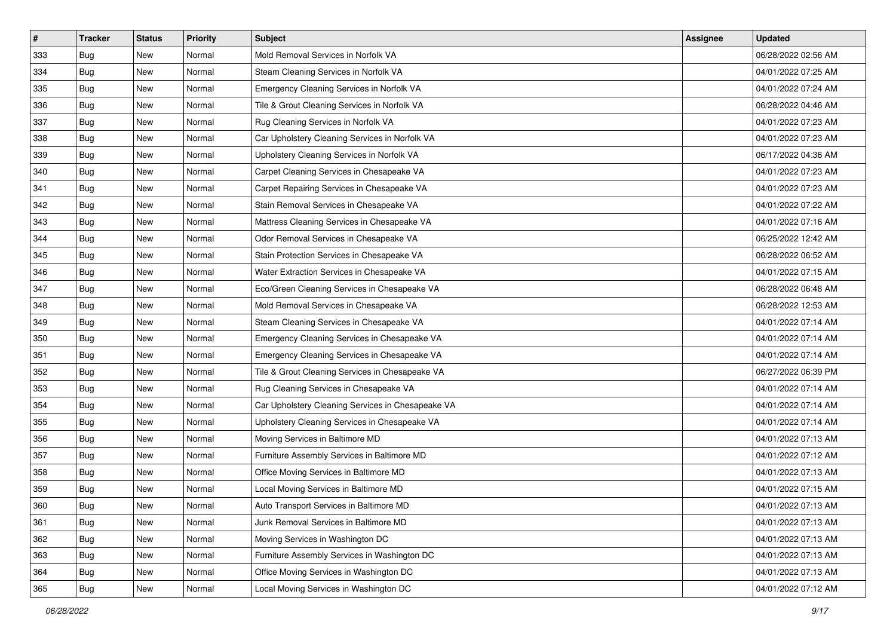| # | Tracker | Status | Priority | Subject | Assignee | Updated |
|---|---|---|---|---|---|---|
| 333 | Bug | New | Normal | Mold Removal Services in Norfolk VA | | 06/28/2022 02:56 AM |
| 334 | Bug | New | Normal | Steam Cleaning Services in Norfolk VA | | 04/01/2022 07:25 AM |
| 335 | Bug | New | Normal | Emergency Cleaning Services in Norfolk VA | | 04/01/2022 07:24 AM |
| 336 | Bug | New | Normal | Tile & Grout Cleaning Services in Norfolk VA | | 06/28/2022 04:46 AM |
| 337 | Bug | New | Normal | Rug Cleaning Services in Norfolk VA | | 04/01/2022 07:23 AM |
| 338 | Bug | New | Normal | Car Upholstery Cleaning Services in Norfolk VA | | 04/01/2022 07:23 AM |
| 339 | Bug | New | Normal | Upholstery Cleaning Services in Norfolk VA | | 06/17/2022 04:36 AM |
| 340 | Bug | New | Normal | Carpet Cleaning Services in Chesapeake VA | | 04/01/2022 07:23 AM |
| 341 | Bug | New | Normal | Carpet Repairing Services in Chesapeake VA | | 04/01/2022 07:23 AM |
| 342 | Bug | New | Normal | Stain Removal Services in Chesapeake VA | | 04/01/2022 07:22 AM |
| 343 | Bug | New | Normal | Mattress Cleaning Services in Chesapeake VA | | 04/01/2022 07:16 AM |
| 344 | Bug | New | Normal | Odor Removal Services in Chesapeake VA | | 06/25/2022 12:42 AM |
| 345 | Bug | New | Normal | Stain Protection Services in Chesapeake VA | | 06/28/2022 06:52 AM |
| 346 | Bug | New | Normal | Water Extraction Services in Chesapeake VA | | 04/01/2022 07:15 AM |
| 347 | Bug | New | Normal | Eco/Green Cleaning Services in Chesapeake VA | | 06/28/2022 06:48 AM |
| 348 | Bug | New | Normal | Mold Removal Services in Chesapeake VA | | 06/28/2022 12:53 AM |
| 349 | Bug | New | Normal | Steam Cleaning Services in Chesapeake VA | | 04/01/2022 07:14 AM |
| 350 | Bug | New | Normal | Emergency Cleaning Services in Chesapeake VA | | 04/01/2022 07:14 AM |
| 351 | Bug | New | Normal | Emergency Cleaning Services in Chesapeake VA | | 04/01/2022 07:14 AM |
| 352 | Bug | New | Normal | Tile & Grout Cleaning Services in Chesapeake VA | | 06/27/2022 06:39 PM |
| 353 | Bug | New | Normal | Rug Cleaning Services in Chesapeake VA | | 04/01/2022 07:14 AM |
| 354 | Bug | New | Normal | Car Upholstery Cleaning Services in Chesapeake VA | | 04/01/2022 07:14 AM |
| 355 | Bug | New | Normal | Upholstery Cleaning Services in Chesapeake VA | | 04/01/2022 07:14 AM |
| 356 | Bug | New | Normal | Moving Services in Baltimore MD | | 04/01/2022 07:13 AM |
| 357 | Bug | New | Normal | Furniture Assembly Services in Baltimore MD | | 04/01/2022 07:12 AM |
| 358 | Bug | New | Normal | Office Moving Services in Baltimore MD | | 04/01/2022 07:13 AM |
| 359 | Bug | New | Normal | Local Moving Services in Baltimore MD | | 04/01/2022 07:15 AM |
| 360 | Bug | New | Normal | Auto Transport Services in Baltimore MD | | 04/01/2022 07:13 AM |
| 361 | Bug | New | Normal | Junk Removal Services in Baltimore MD | | 04/01/2022 07:13 AM |
| 362 | Bug | New | Normal | Moving Services in Washington DC | | 04/01/2022 07:13 AM |
| 363 | Bug | New | Normal | Furniture Assembly Services in Washington DC | | 04/01/2022 07:13 AM |
| 364 | Bug | New | Normal | Office Moving Services in Washington DC | | 04/01/2022 07:13 AM |
| 365 | Bug | New | Normal | Local Moving Services in Washington DC | | 04/01/2022 07:12 AM |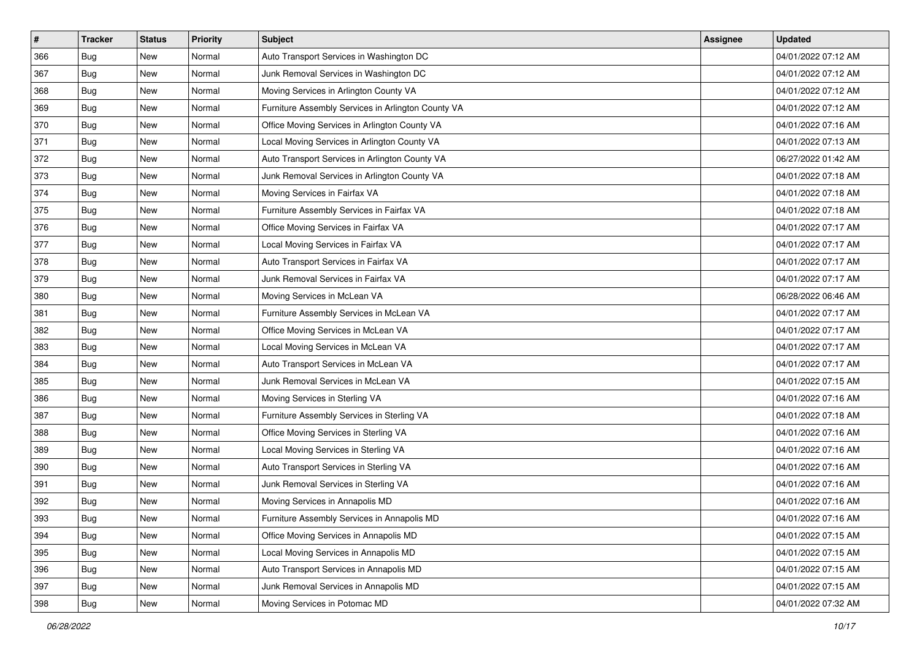| # | Tracker | Status | Priority | Subject | Assignee | Updated |
|---|---|---|---|---|---|---|
| 366 | Bug | New | Normal | Auto Transport Services in Washington DC | | 04/01/2022 07:12 AM |
| 367 | Bug | New | Normal | Junk Removal Services in Washington DC | | 04/01/2022 07:12 AM |
| 368 | Bug | New | Normal | Moving Services in Arlington County VA | | 04/01/2022 07:12 AM |
| 369 | Bug | New | Normal | Furniture Assembly Services in Arlington County VA | | 04/01/2022 07:12 AM |
| 370 | Bug | New | Normal | Office Moving Services in Arlington County VA | | 04/01/2022 07:16 AM |
| 371 | Bug | New | Normal | Local Moving Services in Arlington County VA | | 04/01/2022 07:13 AM |
| 372 | Bug | New | Normal | Auto Transport Services in Arlington County VA | | 06/27/2022 01:42 AM |
| 373 | Bug | New | Normal | Junk Removal Services in Arlington County VA | | 04/01/2022 07:18 AM |
| 374 | Bug | New | Normal | Moving Services in Fairfax VA | | 04/01/2022 07:18 AM |
| 375 | Bug | New | Normal | Furniture Assembly Services in Fairfax VA | | 04/01/2022 07:18 AM |
| 376 | Bug | New | Normal | Office Moving Services in Fairfax VA | | 04/01/2022 07:17 AM |
| 377 | Bug | New | Normal | Local Moving Services in Fairfax VA | | 04/01/2022 07:17 AM |
| 378 | Bug | New | Normal | Auto Transport Services in Fairfax VA | | 04/01/2022 07:17 AM |
| 379 | Bug | New | Normal | Junk Removal Services in Fairfax VA | | 04/01/2022 07:17 AM |
| 380 | Bug | New | Normal | Moving Services in McLean VA | | 06/28/2022 06:46 AM |
| 381 | Bug | New | Normal | Furniture Assembly Services in McLean VA | | 04/01/2022 07:17 AM |
| 382 | Bug | New | Normal | Office Moving Services in McLean VA | | 04/01/2022 07:17 AM |
| 383 | Bug | New | Normal | Local Moving Services in McLean VA | | 04/01/2022 07:17 AM |
| 384 | Bug | New | Normal | Auto Transport Services in McLean VA | | 04/01/2022 07:17 AM |
| 385 | Bug | New | Normal | Junk Removal Services in McLean VA | | 04/01/2022 07:15 AM |
| 386 | Bug | New | Normal | Moving Services in Sterling VA | | 04/01/2022 07:16 AM |
| 387 | Bug | New | Normal | Furniture Assembly Services in Sterling VA | | 04/01/2022 07:18 AM |
| 388 | Bug | New | Normal | Office Moving Services in Sterling VA | | 04/01/2022 07:16 AM |
| 389 | Bug | New | Normal | Local Moving Services in Sterling VA | | 04/01/2022 07:16 AM |
| 390 | Bug | New | Normal | Auto Transport Services in Sterling VA | | 04/01/2022 07:16 AM |
| 391 | Bug | New | Normal | Junk Removal Services in Sterling VA | | 04/01/2022 07:16 AM |
| 392 | Bug | New | Normal | Moving Services in Annapolis MD | | 04/01/2022 07:16 AM |
| 393 | Bug | New | Normal | Furniture Assembly Services in Annapolis MD | | 04/01/2022 07:16 AM |
| 394 | Bug | New | Normal | Office Moving Services in Annapolis MD | | 04/01/2022 07:15 AM |
| 395 | Bug | New | Normal | Local Moving Services in Annapolis MD | | 04/01/2022 07:15 AM |
| 396 | Bug | New | Normal | Auto Transport Services in Annapolis MD | | 04/01/2022 07:15 AM |
| 397 | Bug | New | Normal | Junk Removal Services in Annapolis MD | | 04/01/2022 07:15 AM |
| 398 | Bug | New | Normal | Moving Services in Potomac MD | | 04/01/2022 07:32 AM |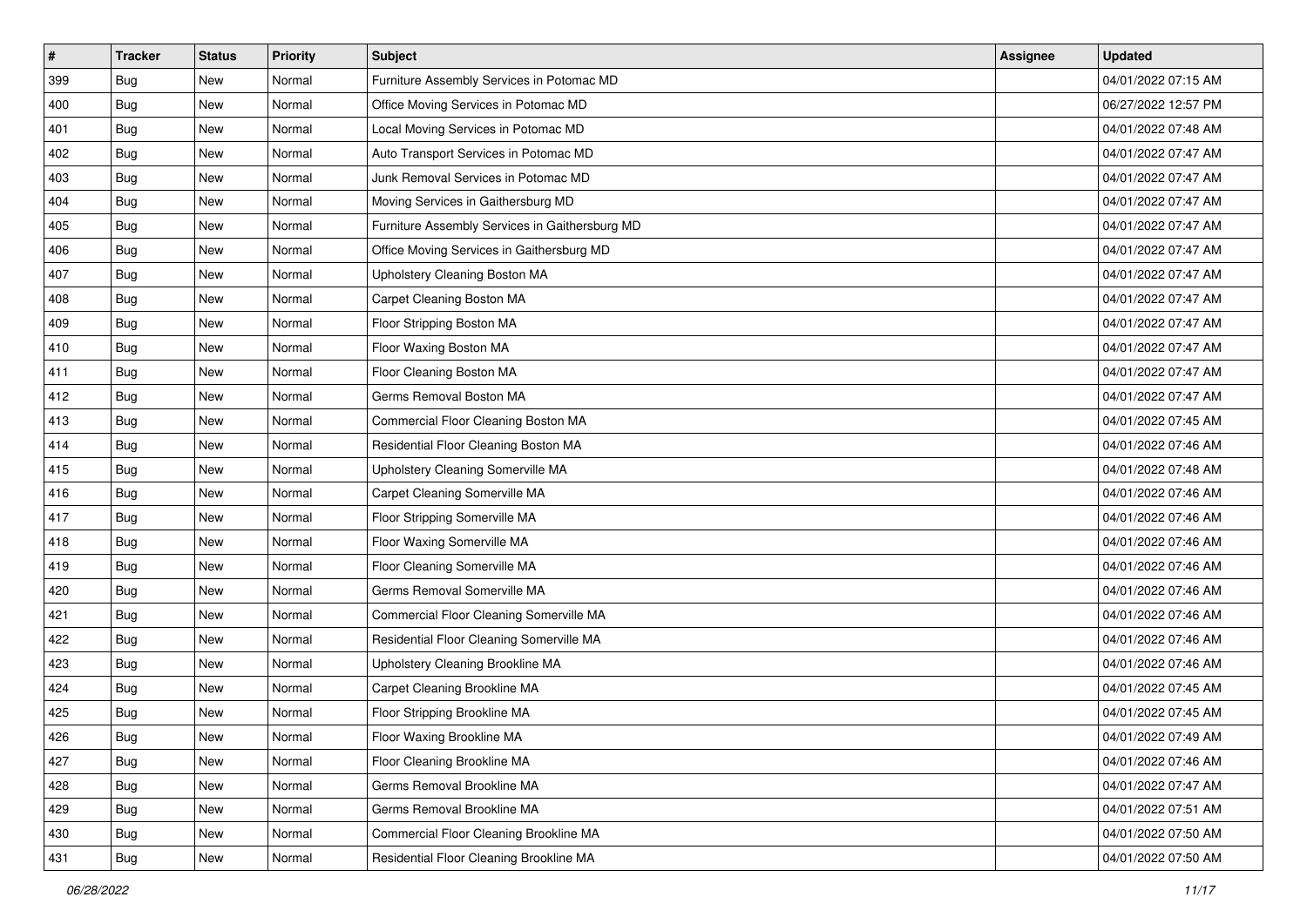| # | Tracker | Status | Priority | Subject | Assignee | Updated |
|---|---|---|---|---|---|---|
| 399 | Bug | New | Normal | Furniture Assembly Services in Potomac MD | | 04/01/2022 07:15 AM |
| 400 | Bug | New | Normal | Office Moving Services in Potomac MD | | 06/27/2022 12:57 PM |
| 401 | Bug | New | Normal | Local Moving Services in Potomac MD | | 04/01/2022 07:48 AM |
| 402 | Bug | New | Normal | Auto Transport Services in Potomac MD | | 04/01/2022 07:47 AM |
| 403 | Bug | New | Normal | Junk Removal Services in Potomac MD | | 04/01/2022 07:47 AM |
| 404 | Bug | New | Normal | Moving Services in Gaithersburg MD | | 04/01/2022 07:47 AM |
| 405 | Bug | New | Normal | Furniture Assembly Services in Gaithersburg MD | | 04/01/2022 07:47 AM |
| 406 | Bug | New | Normal | Office Moving Services in Gaithersburg MD | | 04/01/2022 07:47 AM |
| 407 | Bug | New | Normal | Upholstery Cleaning Boston MA | | 04/01/2022 07:47 AM |
| 408 | Bug | New | Normal | Carpet Cleaning Boston MA | | 04/01/2022 07:47 AM |
| 409 | Bug | New | Normal | Floor Stripping Boston MA | | 04/01/2022 07:47 AM |
| 410 | Bug | New | Normal | Floor Waxing Boston MA | | 04/01/2022 07:47 AM |
| 411 | Bug | New | Normal | Floor Cleaning Boston MA | | 04/01/2022 07:47 AM |
| 412 | Bug | New | Normal | Germs Removal Boston MA | | 04/01/2022 07:47 AM |
| 413 | Bug | New | Normal | Commercial Floor Cleaning Boston MA | | 04/01/2022 07:45 AM |
| 414 | Bug | New | Normal | Residential Floor Cleaning Boston MA | | 04/01/2022 07:46 AM |
| 415 | Bug | New | Normal | Upholstery Cleaning Somerville MA | | 04/01/2022 07:48 AM |
| 416 | Bug | New | Normal | Carpet Cleaning Somerville MA | | 04/01/2022 07:46 AM |
| 417 | Bug | New | Normal | Floor Stripping Somerville MA | | 04/01/2022 07:46 AM |
| 418 | Bug | New | Normal | Floor Waxing Somerville MA | | 04/01/2022 07:46 AM |
| 419 | Bug | New | Normal | Floor Cleaning Somerville MA | | 04/01/2022 07:46 AM |
| 420 | Bug | New | Normal | Germs Removal Somerville MA | | 04/01/2022 07:46 AM |
| 421 | Bug | New | Normal | Commercial Floor Cleaning Somerville MA | | 04/01/2022 07:46 AM |
| 422 | Bug | New | Normal | Residential Floor Cleaning Somerville MA | | 04/01/2022 07:46 AM |
| 423 | Bug | New | Normal | Upholstery Cleaning Brookline MA | | 04/01/2022 07:46 AM |
| 424 | Bug | New | Normal | Carpet Cleaning Brookline MA | | 04/01/2022 07:45 AM |
| 425 | Bug | New | Normal | Floor Stripping Brookline MA | | 04/01/2022 07:45 AM |
| 426 | Bug | New | Normal | Floor Waxing Brookline MA | | 04/01/2022 07:49 AM |
| 427 | Bug | New | Normal | Floor Cleaning Brookline MA | | 04/01/2022 07:46 AM |
| 428 | Bug | New | Normal | Germs Removal Brookline MA | | 04/01/2022 07:47 AM |
| 429 | Bug | New | Normal | Germs Removal Brookline MA | | 04/01/2022 07:51 AM |
| 430 | Bug | New | Normal | Commercial Floor Cleaning Brookline MA | | 04/01/2022 07:50 AM |
| 431 | Bug | New | Normal | Residential Floor Cleaning Brookline MA | | 04/01/2022 07:50 AM |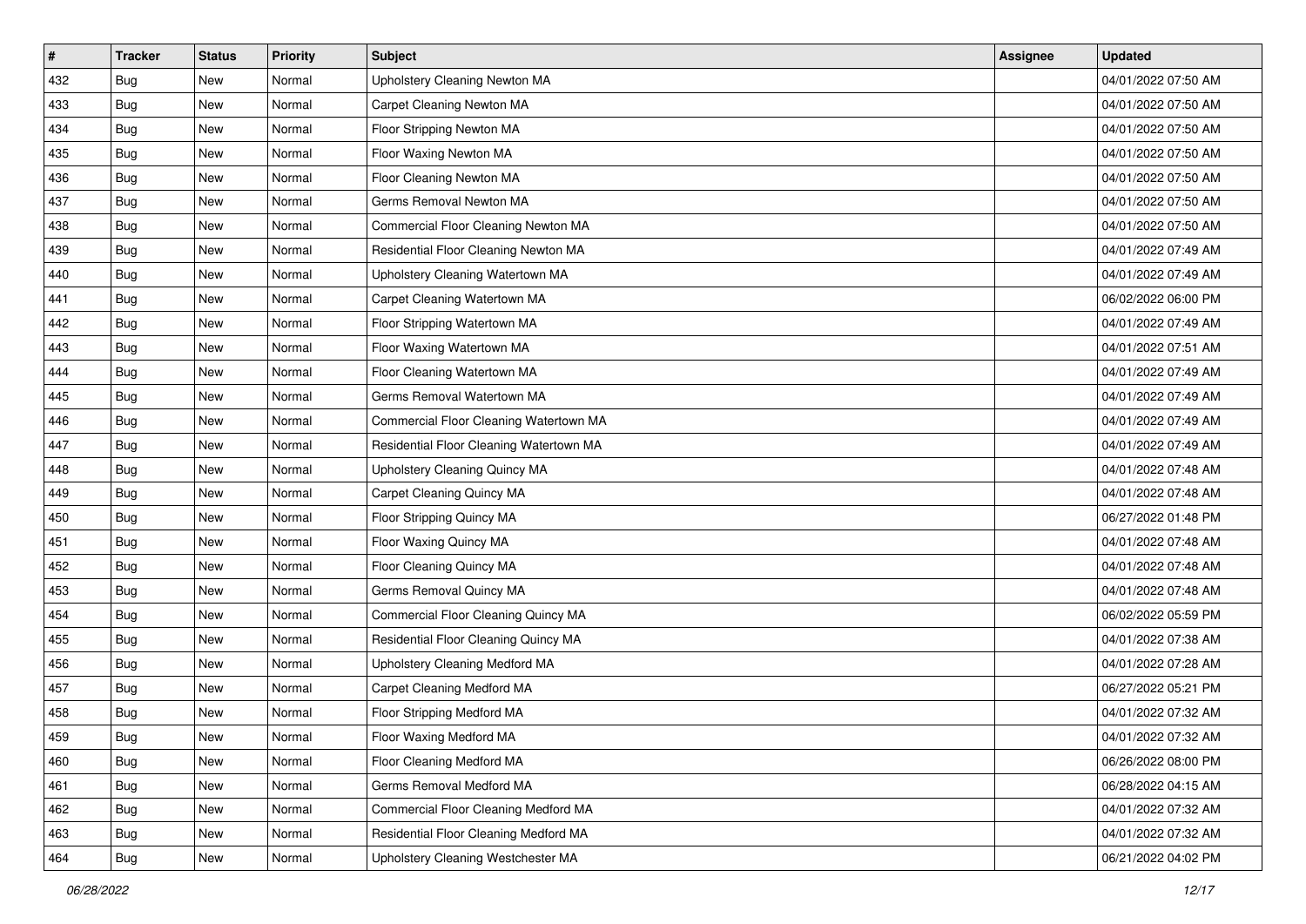| # | Tracker | Status | Priority | Subject | Assignee | Updated |
| --- | --- | --- | --- | --- | --- | --- |
| 432 | Bug | New | Normal | Upholstery Cleaning Newton MA | | 04/01/2022 07:50 AM |
| 433 | Bug | New | Normal | Carpet Cleaning Newton MA | | 04/01/2022 07:50 AM |
| 434 | Bug | New | Normal | Floor Stripping Newton MA | | 04/01/2022 07:50 AM |
| 435 | Bug | New | Normal | Floor Waxing Newton MA | | 04/01/2022 07:50 AM |
| 436 | Bug | New | Normal | Floor Cleaning Newton MA | | 04/01/2022 07:50 AM |
| 437 | Bug | New | Normal | Germs Removal Newton MA | | 04/01/2022 07:50 AM |
| 438 | Bug | New | Normal | Commercial Floor Cleaning Newton MA | | 04/01/2022 07:50 AM |
| 439 | Bug | New | Normal | Residential Floor Cleaning Newton MA | | 04/01/2022 07:49 AM |
| 440 | Bug | New | Normal | Upholstery Cleaning Watertown MA | | 04/01/2022 07:49 AM |
| 441 | Bug | New | Normal | Carpet Cleaning Watertown MA | | 06/02/2022 06:00 PM |
| 442 | Bug | New | Normal | Floor Stripping Watertown MA | | 04/01/2022 07:49 AM |
| 443 | Bug | New | Normal | Floor Waxing Watertown MA | | 04/01/2022 07:51 AM |
| 444 | Bug | New | Normal | Floor Cleaning Watertown MA | | 04/01/2022 07:49 AM |
| 445 | Bug | New | Normal | Germs Removal Watertown MA | | 04/01/2022 07:49 AM |
| 446 | Bug | New | Normal | Commercial Floor Cleaning Watertown MA | | 04/01/2022 07:49 AM |
| 447 | Bug | New | Normal | Residential Floor Cleaning Watertown MA | | 04/01/2022 07:49 AM |
| 448 | Bug | New | Normal | Upholstery Cleaning Quincy MA | | 04/01/2022 07:48 AM |
| 449 | Bug | New | Normal | Carpet Cleaning Quincy MA | | 04/01/2022 07:48 AM |
| 450 | Bug | New | Normal | Floor Stripping Quincy MA | | 06/27/2022 01:48 PM |
| 451 | Bug | New | Normal | Floor Waxing Quincy MA | | 04/01/2022 07:48 AM |
| 452 | Bug | New | Normal | Floor Cleaning Quincy MA | | 04/01/2022 07:48 AM |
| 453 | Bug | New | Normal | Germs Removal Quincy MA | | 04/01/2022 07:48 AM |
| 454 | Bug | New | Normal | Commercial Floor Cleaning Quincy MA | | 06/02/2022 05:59 PM |
| 455 | Bug | New | Normal | Residential Floor Cleaning Quincy MA | | 04/01/2022 07:38 AM |
| 456 | Bug | New | Normal | Upholstery Cleaning Medford MA | | 04/01/2022 07:28 AM |
| 457 | Bug | New | Normal | Carpet Cleaning Medford MA | | 06/27/2022 05:21 PM |
| 458 | Bug | New | Normal | Floor Stripping Medford MA | | 04/01/2022 07:32 AM |
| 459 | Bug | New | Normal | Floor Waxing Medford MA | | 04/01/2022 07:32 AM |
| 460 | Bug | New | Normal | Floor Cleaning Medford MA | | 06/26/2022 08:00 PM |
| 461 | Bug | New | Normal | Germs Removal Medford MA | | 06/28/2022 04:15 AM |
| 462 | Bug | New | Normal | Commercial Floor Cleaning Medford MA | | 04/01/2022 07:32 AM |
| 463 | Bug | New | Normal | Residential Floor Cleaning Medford MA | | 04/01/2022 07:32 AM |
| 464 | Bug | New | Normal | Upholstery Cleaning Westchester MA | | 06/21/2022 04:02 PM |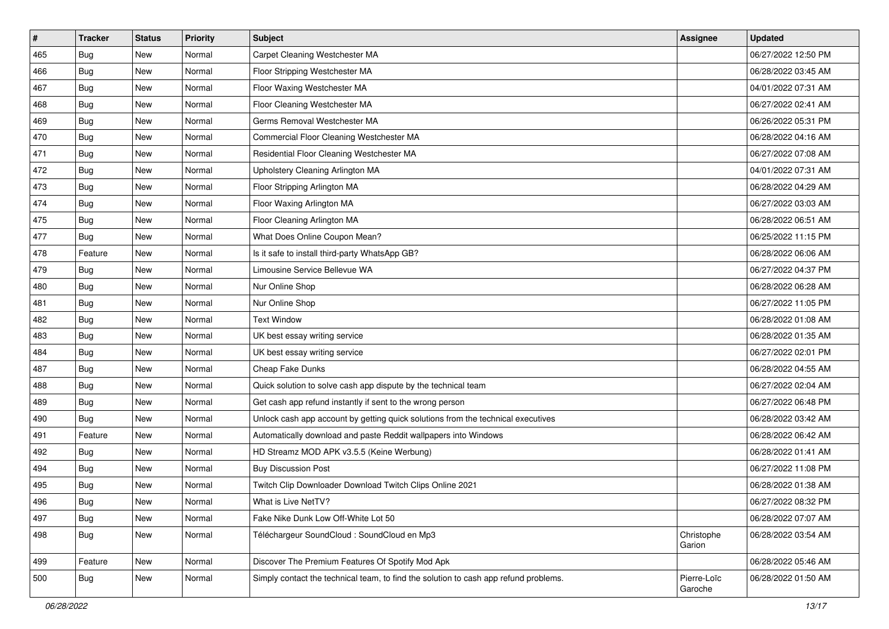| # | Tracker | Status | Priority | Subject | Assignee | Updated |
|---|---|---|---|---|---|---|
| 465 | Bug | New | Normal | Carpet Cleaning Westchester MA | | 06/27/2022 12:50 PM |
| 466 | Bug | New | Normal | Floor Stripping Westchester MA | | 06/28/2022 03:45 AM |
| 467 | Bug | New | Normal | Floor Waxing Westchester MA | | 04/01/2022 07:31 AM |
| 468 | Bug | New | Normal | Floor Cleaning Westchester MA | | 06/27/2022 02:41 AM |
| 469 | Bug | New | Normal | Germs Removal Westchester MA | | 06/26/2022 05:31 PM |
| 470 | Bug | New | Normal | Commercial Floor Cleaning Westchester MA | | 06/28/2022 04:16 AM |
| 471 | Bug | New | Normal | Residential Floor Cleaning Westchester MA | | 06/27/2022 07:08 AM |
| 472 | Bug | New | Normal | Upholstery Cleaning Arlington MA | | 04/01/2022 07:31 AM |
| 473 | Bug | New | Normal | Floor Stripping Arlington MA | | 06/28/2022 04:29 AM |
| 474 | Bug | New | Normal | Floor Waxing Arlington MA | | 06/27/2022 03:03 AM |
| 475 | Bug | New | Normal | Floor Cleaning Arlington MA | | 06/28/2022 06:51 AM |
| 477 | Bug | New | Normal | What Does Online Coupon Mean? | | 06/25/2022 11:15 PM |
| 478 | Feature | New | Normal | Is it safe to install third-party WhatsApp GB? | | 06/28/2022 06:06 AM |
| 479 | Bug | New | Normal | Limousine Service Bellevue WA | | 06/27/2022 04:37 PM |
| 480 | Bug | New | Normal | Nur Online Shop | | 06/28/2022 06:28 AM |
| 481 | Bug | New | Normal | Nur Online Shop | | 06/27/2022 11:05 PM |
| 482 | Bug | New | Normal | Text Window | | 06/28/2022 01:08 AM |
| 483 | Bug | New | Normal | UK best essay writing service | | 06/28/2022 01:35 AM |
| 484 | Bug | New | Normal | UK best essay writing service | | 06/27/2022 02:01 PM |
| 487 | Bug | New | Normal | Cheap Fake Dunks | | 06/28/2022 04:55 AM |
| 488 | Bug | New | Normal | Quick solution to solve cash app dispute by the technical team | | 06/27/2022 02:04 AM |
| 489 | Bug | New | Normal | Get cash app refund instantly if sent to the wrong person | | 06/27/2022 06:48 PM |
| 490 | Bug | New | Normal | Unlock cash app account by getting quick solutions from the technical executives | | 06/28/2022 03:42 AM |
| 491 | Feature | New | Normal | Automatically download and paste Reddit wallpapers into Windows | | 06/28/2022 06:42 AM |
| 492 | Bug | New | Normal | HD Streamz MOD APK v3.5.5 (Keine Werbung) | | 06/28/2022 01:41 AM |
| 494 | Bug | New | Normal | Buy Discussion Post | | 06/27/2022 11:08 PM |
| 495 | Bug | New | Normal | Twitch Clip Downloader Download Twitch Clips Online 2021 | | 06/28/2022 01:38 AM |
| 496 | Bug | New | Normal | What is Live NetTV? | | 06/27/2022 08:32 PM |
| 497 | Bug | New | Normal | Fake Nike Dunk Low Off-White Lot 50 | | 06/28/2022 07:07 AM |
| 498 | Bug | New | Normal | Téléchargeur SoundCloud : SoundCloud en Mp3 | Christophe Garion | 06/28/2022 03:54 AM |
| 499 | Feature | New | Normal | Discover The Premium Features Of Spotify Mod Apk | | 06/28/2022 05:46 AM |
| 500 | Bug | New | Normal | Simply contact the technical team, to find the solution to cash app refund problems. | Pierre-Loïc Garoche | 06/28/2022 01:50 AM |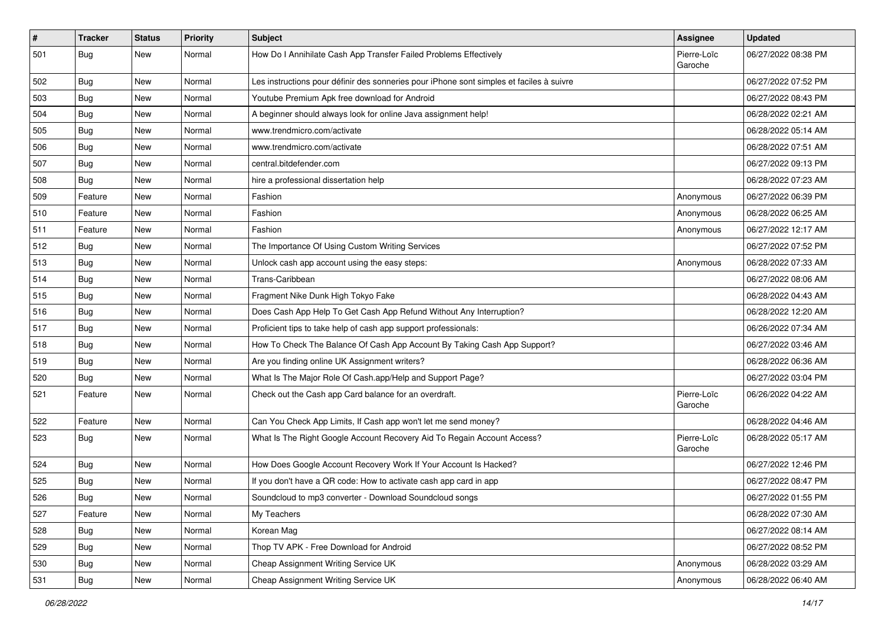| # | Tracker | Status | Priority | Subject | Assignee | Updated |
|---|---|---|---|---|---|---|
| 501 | Bug | New | Normal | How Do I Annihilate Cash App Transfer Failed Problems Effectively | Pierre-Loïc Garoche | 06/27/2022 08:38 PM |
| 502 | Bug | New | Normal | Les instructions pour définir des sonneries pour iPhone sont simples et faciles à suivre | | 06/27/2022 07:52 PM |
| 503 | Bug | New | Normal | Youtube Premium Apk free download for Android | | 06/27/2022 08:43 PM |
| 504 | Bug | New | Normal | A beginner should always look for online Java assignment help! | | 06/28/2022 02:21 AM |
| 505 | Bug | New | Normal | www.trendmicro.com/activate | | 06/28/2022 05:14 AM |
| 506 | Bug | New | Normal | www.trendmicro.com/activate | | 06/28/2022 07:51 AM |
| 507 | Bug | New | Normal | central.bitdefender.com | | 06/27/2022 09:13 PM |
| 508 | Bug | New | Normal | hire a professional dissertation help | | 06/28/2022 07:23 AM |
| 509 | Feature | New | Normal | Fashion | Anonymous | 06/27/2022 06:39 PM |
| 510 | Feature | New | Normal | Fashion | Anonymous | 06/28/2022 06:25 AM |
| 511 | Feature | New | Normal | Fashion | Anonymous | 06/27/2022 12:17 AM |
| 512 | Bug | New | Normal | The Importance Of Using Custom Writing Services | | 06/27/2022 07:52 PM |
| 513 | Bug | New | Normal | Unlock cash app account using the easy steps: | Anonymous | 06/28/2022 07:33 AM |
| 514 | Bug | New | Normal | Trans-Caribbean | | 06/27/2022 08:06 AM |
| 515 | Bug | New | Normal | Fragment Nike Dunk High Tokyo Fake | | 06/28/2022 04:43 AM |
| 516 | Bug | New | Normal | Does Cash App Help To Get Cash App Refund Without Any Interruption? | | 06/28/2022 12:20 AM |
| 517 | Bug | New | Normal | Proficient tips to take help of cash app support professionals: | | 06/26/2022 07:34 AM |
| 518 | Bug | New | Normal | How To Check The Balance Of Cash App Account By Taking Cash App Support? | | 06/27/2022 03:46 AM |
| 519 | Bug | New | Normal | Are you finding online UK Assignment writers? | | 06/28/2022 06:36 AM |
| 520 | Bug | New | Normal | What Is The Major Role Of Cash.app/Help and Support Page? | | 06/27/2022 03:04 PM |
| 521 | Feature | New | Normal | Check out the Cash app Card balance for an overdraft. | Pierre-Loïc Garoche | 06/26/2022 04:22 AM |
| 522 | Feature | New | Normal | Can You Check App Limits, If Cash app won't let me send money? | | 06/28/2022 04:46 AM |
| 523 | Bug | New | Normal | What Is The Right Google Account Recovery Aid To Regain Account Access? | Pierre-Loïc Garoche | 06/28/2022 05:17 AM |
| 524 | Bug | New | Normal | How Does Google Account Recovery Work If Your Account Is Hacked? | | 06/27/2022 12:46 PM |
| 525 | Bug | New | Normal | If you don't have a QR code: How to activate cash app card in app | | 06/27/2022 08:47 PM |
| 526 | Bug | New | Normal | Soundcloud to mp3 converter - Download Soundcloud songs | | 06/27/2022 01:55 PM |
| 527 | Feature | New | Normal | My Teachers | | 06/28/2022 07:30 AM |
| 528 | Bug | New | Normal | Korean Mag | | 06/27/2022 08:14 AM |
| 529 | Bug | New | Normal | Thop TV APK - Free Download for Android | | 06/27/2022 08:52 PM |
| 530 | Bug | New | Normal | Cheap Assignment Writing Service UK | Anonymous | 06/28/2022 03:29 AM |
| 531 | Bug | New | Normal | Cheap Assignment Writing Service UK | Anonymous | 06/28/2022 06:40 AM |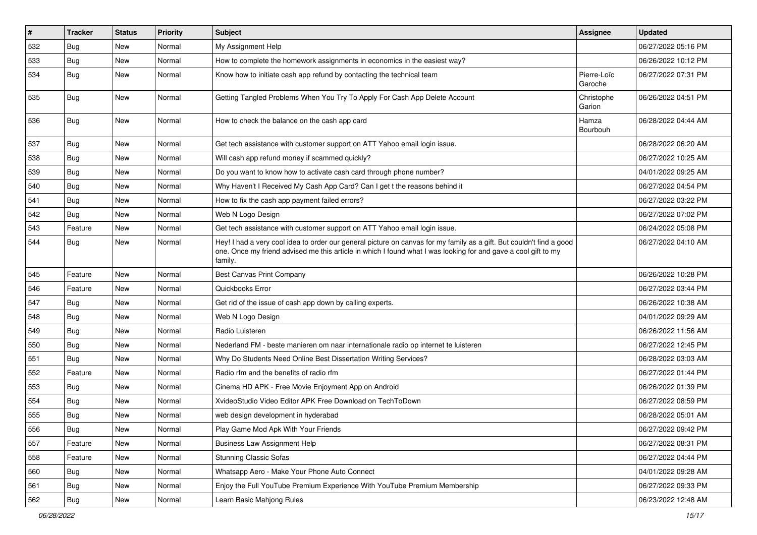| # | Tracker | Status | Priority | Subject | Assignee | Updated |
|---|---|---|---|---|---|---|
| 532 | Bug | New | Normal | My Assignment Help | | 06/27/2022 05:16 PM |
| 533 | Bug | New | Normal | How to complete the homework assignments in economics in the easiest way? | | 06/26/2022 10:12 PM |
| 534 | Bug | New | Normal | Know how to initiate cash app refund by contacting the technical team | Pierre-Loïc Garoche | 06/27/2022 07:31 PM |
| 535 | Bug | New | Normal | Getting Tangled Problems When You Try To Apply For Cash App Delete Account | Christophe Garion | 06/26/2022 04:51 PM |
| 536 | Bug | New | Normal | How to check the balance on the cash app card | Hamza Bourbouh | 06/28/2022 04:44 AM |
| 537 | Bug | New | Normal | Get tech assistance with customer support on ATT Yahoo email login issue. | | 06/28/2022 06:20 AM |
| 538 | Bug | New | Normal | Will cash app refund money if scammed quickly? | | 06/27/2022 10:25 AM |
| 539 | Bug | New | Normal | Do you want to know how to activate cash card through phone number? | | 04/01/2022 09:25 AM |
| 540 | Bug | New | Normal | Why Haven't I Received My Cash App Card? Can I get t the reasons behind it | | 06/27/2022 04:54 PM |
| 541 | Bug | New | Normal | How to fix the cash app payment failed errors? | | 06/27/2022 03:22 PM |
| 542 | Bug | New | Normal | Web N Logo Design | | 06/27/2022 07:02 PM |
| 543 | Feature | New | Normal | Get tech assistance with customer support on ATT Yahoo email login issue. | | 06/24/2022 05:08 PM |
| 544 | Bug | New | Normal | Hey! I had a very cool idea to order our general picture on canvas for my family as a gift. But couldn't find a good one. Once my friend advised me this article in which I found what I was looking for and gave a cool gift to my family. | | 06/27/2022 04:10 AM |
| 545 | Feature | New | Normal | Best Canvas Print Company | | 06/26/2022 10:28 PM |
| 546 | Feature | New | Normal | Quickbooks Error | | 06/27/2022 03:44 PM |
| 547 | Bug | New | Normal | Get rid of the issue of cash app down by calling experts. | | 06/26/2022 10:38 AM |
| 548 | Bug | New | Normal | Web N Logo Design | | 04/01/2022 09:29 AM |
| 549 | Bug | New | Normal | Radio Luisteren | | 06/26/2022 11:56 AM |
| 550 | Bug | New | Normal | Nederland FM - beste manieren om naar internationale radio op internet te luisteren | | 06/27/2022 12:45 PM |
| 551 | Bug | New | Normal | Why Do Students Need Online Best Dissertation Writing Services? | | 06/28/2022 03:03 AM |
| 552 | Feature | New | Normal | Radio rfm and the benefits of radio rfm | | 06/27/2022 01:44 PM |
| 553 | Bug | New | Normal | Cinema HD APK - Free Movie Enjoyment App on Android | | 06/26/2022 01:39 PM |
| 554 | Bug | New | Normal | XvideoStudio Video Editor APK Free Download on TechToDown | | 06/27/2022 08:59 PM |
| 555 | Bug | New | Normal | web design development in hyderabad | | 06/28/2022 05:01 AM |
| 556 | Bug | New | Normal | Play Game Mod Apk With Your Friends | | 06/27/2022 09:42 PM |
| 557 | Feature | New | Normal | Business Law Assignment Help | | 06/27/2022 08:31 PM |
| 558 | Feature | New | Normal | Stunning Classic Sofas | | 06/27/2022 04:44 PM |
| 560 | Bug | New | Normal | Whatsapp Aero - Make Your Phone Auto Connect | | 04/01/2022 09:28 AM |
| 561 | Bug | New | Normal | Enjoy the Full YouTube Premium Experience With YouTube Premium Membership | | 06/27/2022 09:33 PM |
| 562 | Bug | New | Normal | Learn Basic Mahjong Rules | | 06/23/2022 12:48 AM |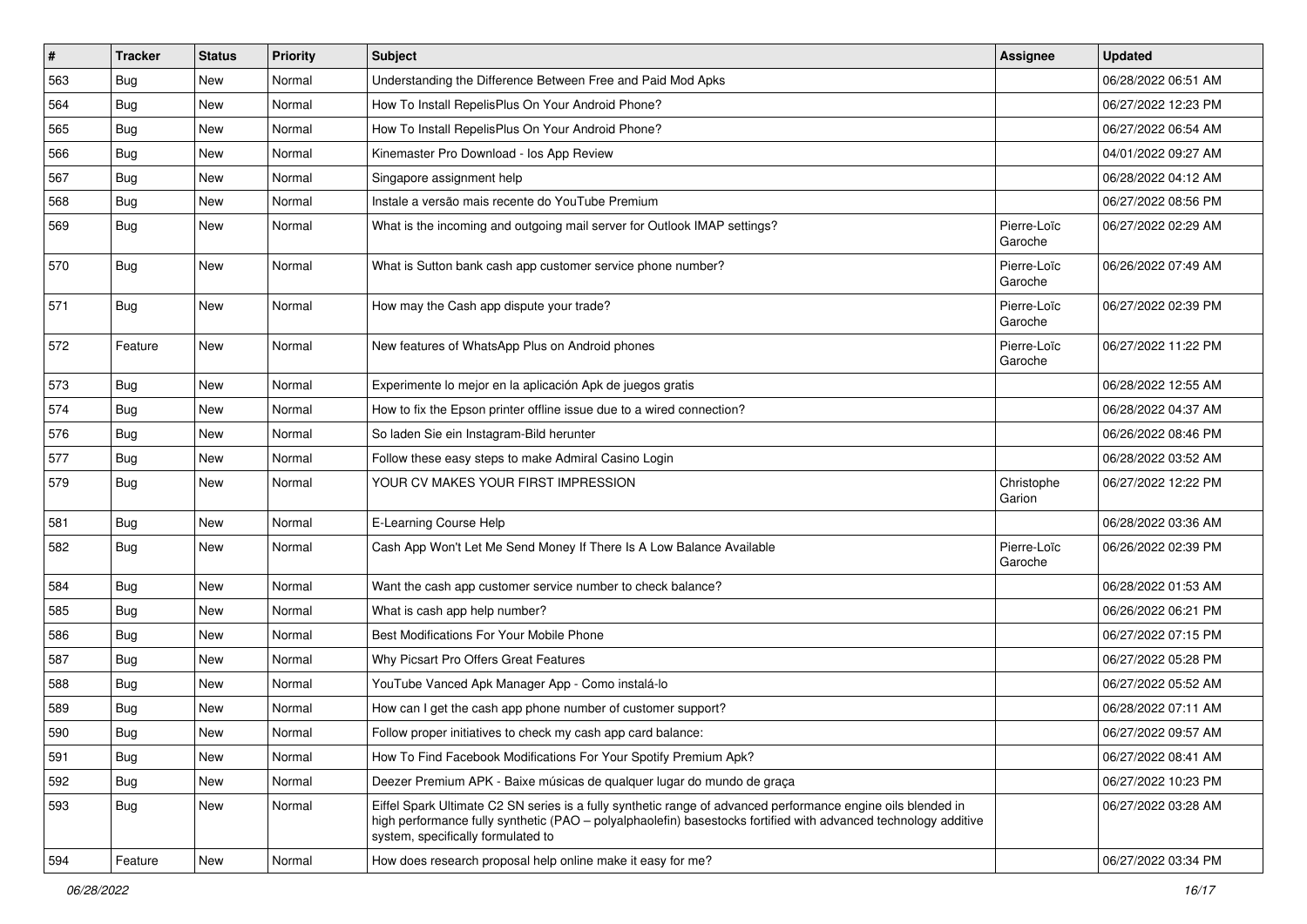| # | Tracker | Status | Priority | Subject | Assignee | Updated |
|---|---|---|---|---|---|---|
| 563 | Bug | New | Normal | Understanding the Difference Between Free and Paid Mod Apks | | 06/28/2022 06:51 AM |
| 564 | Bug | New | Normal | How To Install RepelisPlus On Your Android Phone? | | 06/27/2022 12:23 PM |
| 565 | Bug | New | Normal | How To Install RepelisPlus On Your Android Phone? | | 06/27/2022 06:54 AM |
| 566 | Bug | New | Normal | Kinemaster Pro Download - Ios App Review | | 04/01/2022 09:27 AM |
| 567 | Bug | New | Normal | Singapore assignment help | | 06/28/2022 04:12 AM |
| 568 | Bug | New | Normal | Instale a versão mais recente do YouTube Premium | | 06/27/2022 08:56 PM |
| 569 | Bug | New | Normal | What is the incoming and outgoing mail server for Outlook IMAP settings? | Pierre-Loïc Garoche | 06/27/2022 02:29 AM |
| 570 | Bug | New | Normal | What is Sutton bank cash app customer service phone number? | Pierre-Loïc Garoche | 06/26/2022 07:49 AM |
| 571 | Bug | New | Normal | How may the Cash app dispute your trade? | Pierre-Loïc Garoche | 06/27/2022 02:39 PM |
| 572 | Feature | New | Normal | New features of WhatsApp Plus on Android phones | Pierre-Loïc Garoche | 06/27/2022 11:22 PM |
| 573 | Bug | New | Normal | Experimente lo mejor en la aplicación Apk de juegos gratis | | 06/28/2022 12:55 AM |
| 574 | Bug | New | Normal | How to fix the Epson printer offline issue due to a wired connection? | | 06/28/2022 04:37 AM |
| 576 | Bug | New | Normal | So laden Sie ein Instagram-Bild herunter | | 06/26/2022 08:46 PM |
| 577 | Bug | New | Normal | Follow these easy steps to make Admiral Casino Login | | 06/28/2022 03:52 AM |
| 579 | Bug | New | Normal | YOUR CV MAKES YOUR FIRST IMPRESSION | Christophe Garion | 06/27/2022 12:22 PM |
| 581 | Bug | New | Normal | E-Learning Course Help | | 06/28/2022 03:36 AM |
| 582 | Bug | New | Normal | Cash App Won't Let Me Send Money If There Is A Low Balance Available | Pierre-Loïc Garoche | 06/26/2022 02:39 PM |
| 584 | Bug | New | Normal | Want the cash app customer service number to check balance? | | 06/28/2022 01:53 AM |
| 585 | Bug | New | Normal | What is cash app help number? | | 06/26/2022 06:21 PM |
| 586 | Bug | New | Normal | Best Modifications For Your Mobile Phone | | 06/27/2022 07:15 PM |
| 587 | Bug | New | Normal | Why Picsart Pro Offers Great Features | | 06/27/2022 05:28 PM |
| 588 | Bug | New | Normal | YouTube Vanced Apk Manager App - Como instalá-lo | | 06/27/2022 05:52 AM |
| 589 | Bug | New | Normal | How can I get the cash app phone number of customer support? | | 06/28/2022 07:11 AM |
| 590 | Bug | New | Normal | Follow proper initiatives to check my cash app card balance: | | 06/27/2022 09:57 AM |
| 591 | Bug | New | Normal | How To Find Facebook Modifications For Your Spotify Premium Apk? | | 06/27/2022 08:41 AM |
| 592 | Bug | New | Normal | Deezer Premium APK - Baixe músicas de qualquer lugar do mundo de graça | | 06/27/2022 10:23 PM |
| 593 | Bug | New | Normal | Eiffel Spark Ultimate C2 SN series is a fully synthetic range of advanced performance engine oils blended in high performance fully synthetic (PAO – polyalphaolefin) basestocks fortified with advanced technology additive system, specifically formulated to | | 06/27/2022 03:28 AM |
| 594 | Feature | New | Normal | How does research proposal help online make it easy for me? | | 06/27/2022 03:34 PM |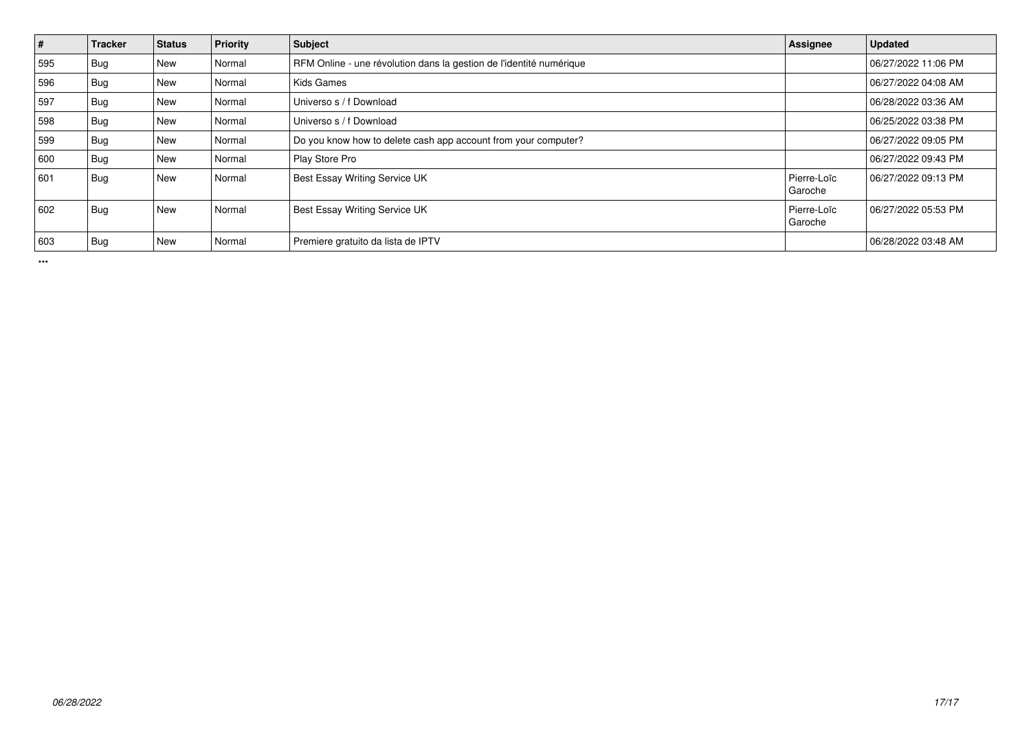| # | Tracker | Status | Priority | Subject | Assignee | Updated |
|---|---|---|---|---|---|---|
| 595 | Bug | New | Normal | RFM Online - une révolution dans la gestion de l'identité numérique | | 06/27/2022 11:06 PM |
| 596 | Bug | New | Normal | Kids Games | | 06/27/2022 04:08 AM |
| 597 | Bug | New | Normal | Universo s / f Download | | 06/28/2022 03:36 AM |
| 598 | Bug | New | Normal | Universo s / f Download | | 06/25/2022 03:38 PM |
| 599 | Bug | New | Normal | Do you know how to delete cash app account from your computer? | | 06/27/2022 09:05 PM |
| 600 | Bug | New | Normal | Play Store Pro | | 06/27/2022 09:43 PM |
| 601 | Bug | New | Normal | Best Essay Writing Service UK | Pierre-Loïc Garoche | 06/27/2022 09:13 PM |
| 602 | Bug | New | Normal | Best Essay Writing Service UK | Pierre-Loïc Garoche | 06/27/2022 05:53 PM |
| 603 | Bug | New | Normal | Premiere gratuito da lista de IPTV | | 06/28/2022 03:48 AM |

...